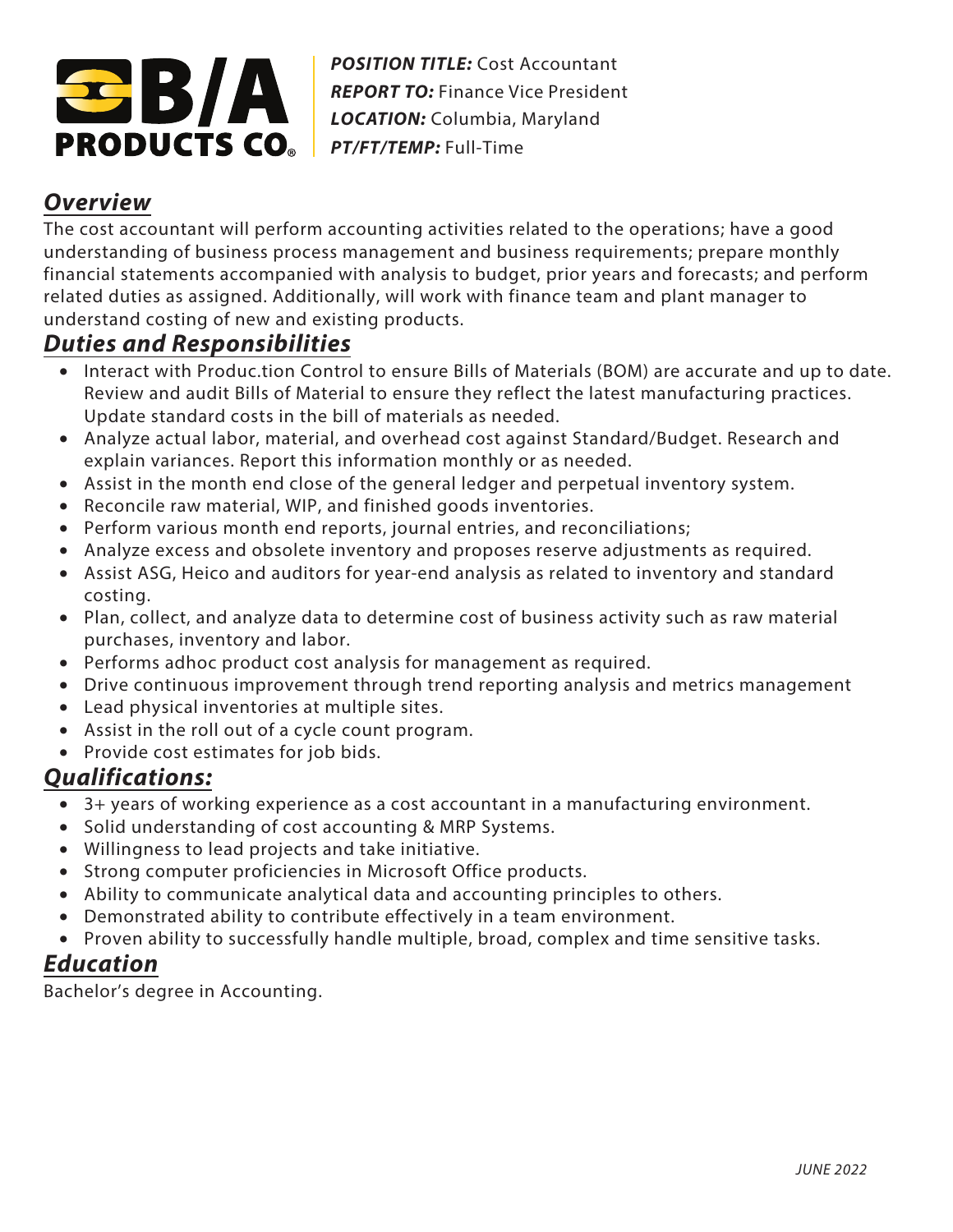B/A PRODUCTS CO.®

***POSITION TITLE:*** Cost Accountant
***REPORT TO:*** Finance Vice President
***LOCATION:*** Columbia, Maryland
***PT/FT/TEMP:*** Full-Time

## *Overview*

The cost accountant will perform accounting activities related to the operations; have a good understanding of business process management and business requirements; prepare monthly financial statements accompanied with analysis to budget, prior years and forecasts; and perform related duties as assigned. Additionally, will work with finance team and plant manager to understand costing of new and existing products.

## *Duties and Responsibilities*

- Interact with Produc.tion Control to ensure Bills of Materials (BOM) are accurate and up to date. Review and audit Bills of Material to ensure they reflect the latest manufacturing practices. Update standard costs in the bill of materials as needed.
- Analyze actual labor, material, and overhead cost against Standard/Budget. Research and explain variances. Report this information monthly or as needed.
- Assist in the month end close of the general ledger and perpetual inventory system.
- Reconcile raw material, WIP, and finished goods inventories.
- Perform various month end reports, journal entries, and reconciliations;
- Analyze excess and obsolete inventory and proposes reserve adjustments as required.
- Assist ASG, Heico and auditors for year-end analysis as related to inventory and standard costing.
- Plan, collect, and analyze data to determine cost of business activity such as raw material purchases, inventory and labor.
- Performs adhoc product cost analysis for management as required.
- Drive continuous improvement through trend reporting analysis and metrics management
- Lead physical inventories at multiple sites.
- Assist in the roll out of a cycle count program.
- Provide cost estimates for job bids.

## *Qualifications:*

- 3+ years of working experience as a cost accountant in a manufacturing environment.
- Solid understanding of cost accounting & MRP Systems.
- Willingness to lead projects and take initiative.
- Strong computer proficiencies in Microsoft Office products.
- Ability to communicate analytical data and accounting principles to others.
- Demonstrated ability to contribute effectively in a team environment.
- Proven ability to successfully handle multiple, broad, complex and time sensitive tasks.

## *Education*

Bachelor's degree in Accounting.

*JUNE 2022*